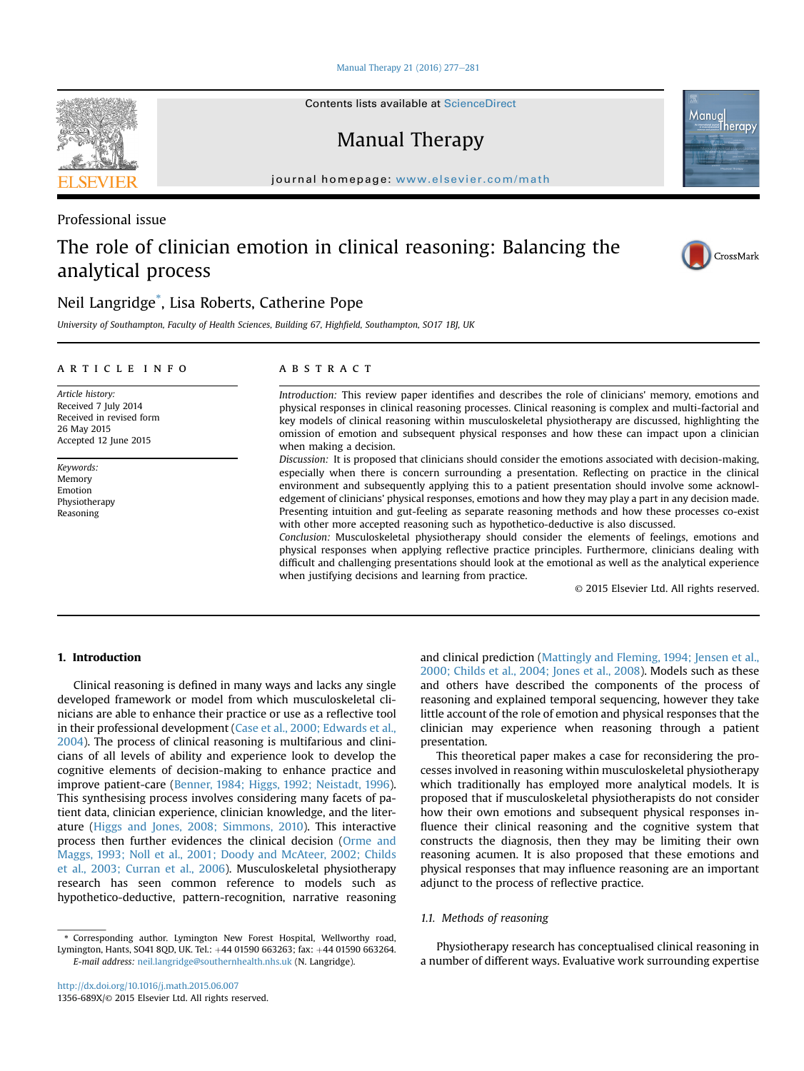Professional issue

# The role of clinician emotion in clinical reasoning: Balancing the analytical process

Neil Langridge*, Lisa Roberts, Catherine Pope

University of Southampton, Faculty of Health Sciences, Building 67, Highfield, Southampton, SO17 1BJ, UK

**ARTICLE INFO**

*Article history:*
Received 7 July 2014
Received in revised form
26 May 2015
Accepted 12 June 2015

*Keywords:*
Memory
Emotion
Physiotherapy
Reasoning

**ABSTRACT**

*Introduction:* This review paper identifies and describes the role of clinicians' memory, emotions and physical responses in clinical reasoning processes. Clinical reasoning is complex and multi-factorial and key models of clinical reasoning within musculoskeletal physiotherapy are discussed, highlighting the omission of emotion and subsequent physical responses and how these can impact upon a clinician when making a decision.

*Discussion:* It is proposed that clinicians should consider the emotions associated with decision-making, especially when there is concern surrounding a presentation. Reflecting on practice in the clinical environment and subsequently applying this to a patient presentation should involve some acknowledgement of clinicians' physical responses, emotions and how they may play a part in any decision made. Presenting intuition and gut-feeling as separate reasoning methods and how these processes co-exist with other more accepted reasoning such as hypothetico-deductive is also discussed.

*Conclusion:* Musculoskeletal physiotherapy should consider the elements of feelings, emotions and physical responses when applying reflective practice principles. Furthermore, clinicians dealing with difficult and challenging presentations should look at the emotional as well as the analytical experience when justifying decisions and learning from practice.

© 2015 Elsevier Ltd. All rights reserved.

## 1. Introduction

Clinical reasoning is defined in many ways and lacks any single developed framework or model from which musculoskeletal clinicians are able to enhance their practice or use as a reflective tool in their professional development (Case et al., 2000; Edwards et al., 2004). The process of clinical reasoning is multifarious and clinicians of all levels of ability and experience look to develop the cognitive elements of decision-making to enhance practice and improve patient-care (Benner, 1984; Higgs, 1992; Neistadt, 1996). This synthesising process involves considering many facets of patient data, clinician experience, clinician knowledge, and the literature (Higgs and Jones, 2008; Simmons, 2010). This interactive process then further evidences the clinical decision (Orme and Maggs, 1993; Noll et al., 2001; Doody and McAteer, 2002; Childs et al., 2003; Curran et al., 2006). Musculoskeletal physiotherapy research has seen common reference to models such as hypothetico-deductive, pattern-recognition, narrative reasoning and clinical prediction (Mattingly and Fleming, 1994; Jensen et al., 2000; Childs et al., 2004; Jones et al., 2008). Models such as these and others have described the components of the process of reasoning and explained temporal sequencing, however they take little account of the role of emotion and physical responses that the clinician may experience when reasoning through a patient presentation.

This theoretical paper makes a case for reconsidering the processes involved in reasoning within musculoskeletal physiotherapy which traditionally has employed more analytical models. It is proposed that if musculoskeletal physiotherapists do not consider how their own emotions and subsequent physical responses influence their clinical reasoning and the cognitive system that constructs the diagnosis, then they may be limiting their own reasoning acumen. It is also proposed that these emotions and physical responses that may influence reasoning are an important adjunct to the process of reflective practice.

### 1.1. Methods of reasoning

Physiotherapy research has conceptualised clinical reasoning in a number of different ways. Evaluative work surrounding expertise

* Corresponding author. Lymington New Forest Hospital, Wellworthy road, Lymington, Hants, SO41 8QD, UK. Tel.: +44 01590 663263; fax: +44 01590 663264.
*E-mail address:* neil.langridge@southernhealth.nhs.uk (N. Langridge).

http://dx.doi.org/10.1016/j.math.2015.06.007
1356-689X/© 2015 Elsevier Ltd. All rights reserved.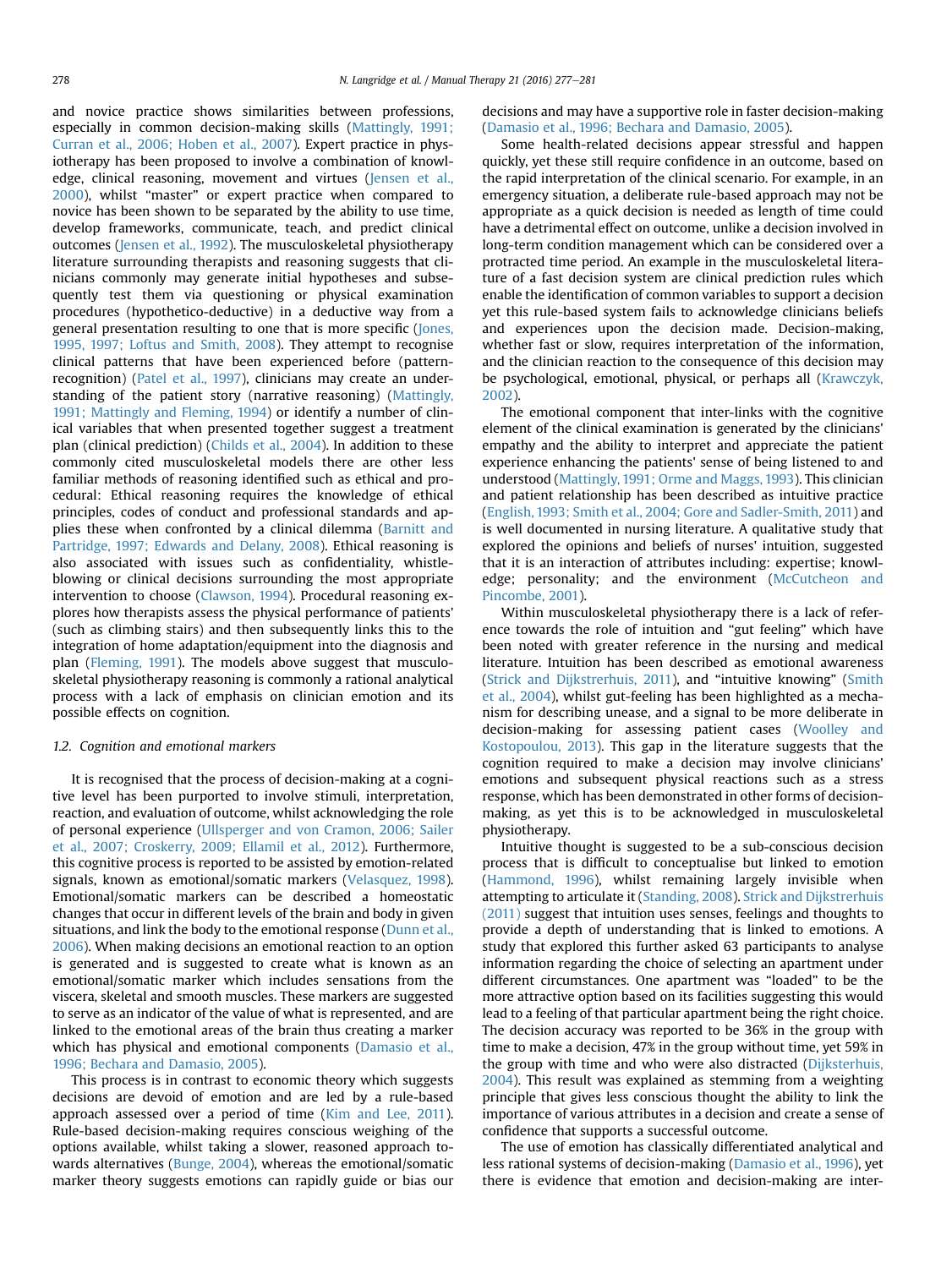and novice practice shows similarities between professions, especially in common decision-making skills (Mattingly, 1991; Curran et al., 2006; Hoben et al., 2007). Expert practice in physiotherapy has been proposed to involve a combination of knowledge, clinical reasoning, movement and virtues (Jensen et al., 2000), whilst "master" or expert practice when compared to novice has been shown to be separated by the ability to use time, develop frameworks, communicate, teach, and predict clinical outcomes (Jensen et al., 1992). The musculoskeletal physiotherapy literature surrounding therapists and reasoning suggests that clinicians commonly may generate initial hypotheses and subsequently test them via questioning or physical examination procedures (hypothetico-deductive) in a deductive way from a general presentation resulting to one that is more specific (Jones, 1995, 1997; Loftus and Smith, 2008). They attempt to recognise clinical patterns that have been experienced before (pattern-recognition) (Patel et al., 1997), clinicians may create an understanding of the patient story (narrative reasoning) (Mattingly, 1991; Mattingly and Fleming, 1994) or identify a number of clinical variables that when presented together suggest a treatment plan (clinical prediction) (Childs et al., 2004). In addition to these commonly cited musculoskeletal models there are other less familiar methods of reasoning identified such as ethical and procedural: Ethical reasoning requires the knowledge of ethical principles, codes of conduct and professional standards and applies these when confronted by a clinical dilemma (Barnitt and Partridge, 1997; Edwards and Delany, 2008). Ethical reasoning is also associated with issues such as confidentiality, whistle-blowing or clinical decisions surrounding the most appropriate intervention to choose (Clawson, 1994). Procedural reasoning explores how therapists assess the physical performance of patients' (such as climbing stairs) and then subsequently links this to the integration of home adaptation/equipment into the diagnosis and plan (Fleming, 1991). The models above suggest that musculoskeletal physiotherapy reasoning is commonly a rational analytical process with a lack of emphasis on clinician emotion and its possible effects on cognition.

### 1.2. Cognition and emotional markers

It is recognised that the process of decision-making at a cognitive level has been purported to involve stimuli, interpretation, reaction, and evaluation of outcome, whilst acknowledging the role of personal experience (Ullsperger and von Cramon, 2006; Sailer et al., 2007; Croskerry, 2009; Ellamil et al., 2012). Furthermore, this cognitive process is reported to be assisted by emotion-related signals, known as emotional/somatic markers (Velasquez, 1998). Emotional/somatic markers can be described a homeostatic changes that occur in different levels of the brain and body in given situations, and link the body to the emotional response (Dunn et al., 2006). When making decisions an emotional reaction to an option is generated and is suggested to create what is known as an emotional/somatic marker which includes sensations from the viscera, skeletal and smooth muscles. These markers are suggested to serve as an indicator of the value of what is represented, and are linked to the emotional areas of the brain thus creating a marker which has physical and emotional components (Damasio et al., 1996; Bechara and Damasio, 2005).

This process is in contrast to economic theory which suggests decisions are devoid of emotion and are led by a rule-based approach assessed over a period of time (Kim and Lee, 2011). Rule-based decision-making requires conscious weighing of the options available, whilst taking a slower, reasoned approach towards alternatives (Bunge, 2004), whereas the emotional/somatic marker theory suggests emotions can rapidly guide or bias our decisions and may have a supportive role in faster decision-making (Damasio et al., 1996; Bechara and Damasio, 2005).

Some health-related decisions appear stressful and happen quickly, yet these still require confidence in an outcome, based on the rapid interpretation of the clinical scenario. For example, in an emergency situation, a deliberate rule-based approach may not be appropriate as a quick decision is needed as length of time could have a detrimental effect on outcome, unlike a decision involved in long-term condition management which can be considered over a protracted time period. An example in the musculoskeletal literature of a fast decision system are clinical prediction rules which enable the identification of common variables to support a decision yet this rule-based system fails to acknowledge clinicians beliefs and experiences upon the decision made. Decision-making, whether fast or slow, requires interpretation of the information, and the clinician reaction to the consequence of this decision may be psychological, emotional, physical, or perhaps all (Krawczyk, 2002).

The emotional component that inter-links with the cognitive element of the clinical examination is generated by the clinicians' empathy and the ability to interpret and appreciate the patient experience enhancing the patients' sense of being listened to and understood (Mattingly, 1991; Orme and Maggs, 1993). This clinician and patient relationship has been described as intuitive practice (English, 1993; Smith et al., 2004; Gore and Sadler-Smith, 2011) and is well documented in nursing literature. A qualitative study that explored the opinions and beliefs of nurses' intuition, suggested that it is an interaction of attributes including: expertise; knowledge; personality; and the environment (McCutcheon and Pincombe, 2001).

Within musculoskeletal physiotherapy there is a lack of reference towards the role of intuition and "gut feeling" which have been noted with greater reference in the nursing and medical literature. Intuition has been described as emotional awareness (Strick and Dijkstrerhuis, 2011), and "intuitive knowing" (Smith et al., 2004), whilst gut-feeling has been highlighted as a mechanism for describing unease, and a signal to be more deliberate in decision-making for assessing patient cases (Woolley and Kostopoulou, 2013). This gap in the literature suggests that the cognition required to make a decision may involve clinicians' emotions and subsequent physical reactions such as a stress response, which has been demonstrated in other forms of decision-making, as yet this is to be acknowledged in musculoskeletal physiotherapy.

Intuitive thought is suggested to be a sub-conscious decision process that is difficult to conceptualise but linked to emotion (Hammond, 1996), whilst remaining largely invisible when attempting to articulate it (Standing, 2008). Strick and Dijkstrerhuis (2011) suggest that intuition uses senses, feelings and thoughts to provide a depth of understanding that is linked to emotions. A study that explored this further asked 63 participants to analyse information regarding the choice of selecting an apartment under different circumstances. One apartment was "loaded" to be the more attractive option based on its facilities suggesting this would lead to a feeling of that particular apartment being the right choice. The decision accuracy was reported to be 36% in the group with time to make a decision, 47% in the group without time, yet 59% in the group with time and who were also distracted (Dijksterhuis, 2004). This result was explained as stemming from a weighting principle that gives less conscious thought the ability to link the importance of various attributes in a decision and create a sense of confidence that supports a successful outcome.

The use of emotion has classically differentiated analytical and less rational systems of decision-making (Damasio et al., 1996), yet there is evidence that emotion and decision-making are inter-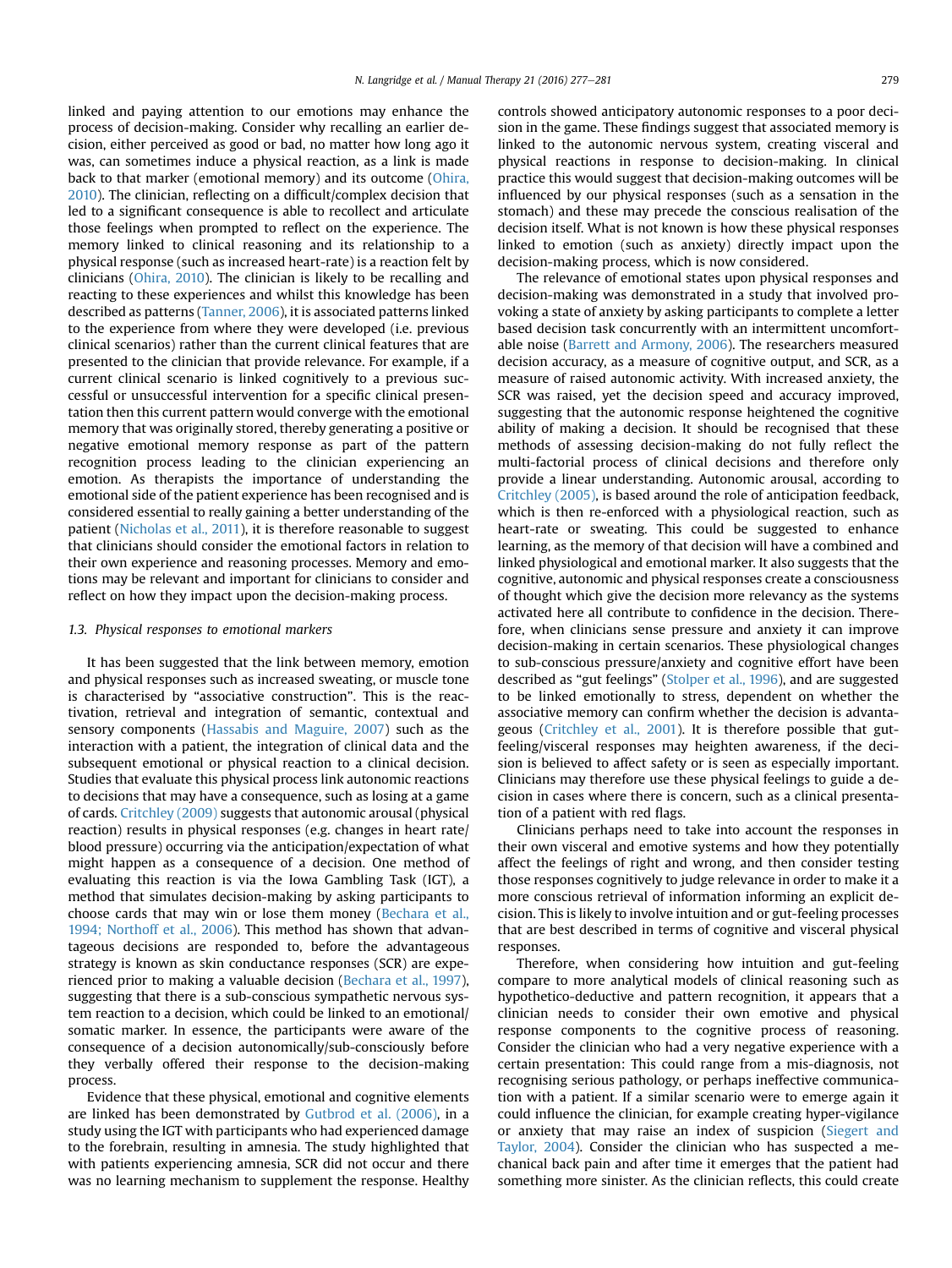linked and paying attention to our emotions may enhance the process of decision-making. Consider why recalling an earlier decision, either perceived as good or bad, no matter how long ago it was, can sometimes induce a physical reaction, as a link is made back to that marker (emotional memory) and its outcome (Ohira, 2010). The clinician, reflecting on a difficult/complex decision that led to a significant consequence is able to recollect and articulate those feelings when prompted to reflect on the experience. The memory linked to clinical reasoning and its relationship to a physical response (such as increased heart-rate) is a reaction felt by clinicians (Ohira, 2010). The clinician is likely to be recalling and reacting to these experiences and whilst this knowledge has been described as patterns (Tanner, 2006), it is associated patterns linked to the experience from where they were developed (i.e. previous clinical scenarios) rather than the current clinical features that are presented to the clinician that provide relevance. For example, if a current clinical scenario is linked cognitively to a previous successful or unsuccessful intervention for a specific clinical presentation then this current pattern would converge with the emotional memory that was originally stored, thereby generating a positive or negative emotional memory response as part of the pattern recognition process leading to the clinician experiencing an emotion. As therapists the importance of understanding the emotional side of the patient experience has been recognised and is considered essential to really gaining a better understanding of the patient (Nicholas et al., 2011), it is therefore reasonable to suggest that clinicians should consider the emotional factors in relation to their own experience and reasoning processes. Memory and emotions may be relevant and important for clinicians to consider and reflect on how they impact upon the decision-making process.

### 1.3. Physical responses to emotional markers

It has been suggested that the link between memory, emotion and physical responses such as increased sweating, or muscle tone is characterised by "associative construction". This is the reactivation, retrieval and integration of semantic, contextual and sensory components (Hassabis and Maguire, 2007) such as the interaction with a patient, the integration of clinical data and the subsequent emotional or physical reaction to a clinical decision. Studies that evaluate this physical process link autonomic reactions to decisions that may have a consequence, such as losing at a game of cards. Critchley (2009) suggests that autonomic arousal (physical reaction) results in physical responses (e.g. changes in heart rate/blood pressure) occurring via the anticipation/expectation of what might happen as a consequence of a decision. One method of evaluating this reaction is via the Iowa Gambling Task (IGT), a method that simulates decision-making by asking participants to choose cards that may win or lose them money (Bechara et al., 1994; Northoff et al., 2006). This method has shown that advantageous decisions are responded to, before the advantageous strategy is known as skin conductance responses (SCR) are experienced prior to making a valuable decision (Bechara et al., 1997), suggesting that there is a sub-conscious sympathetic nervous system reaction to a decision, which could be linked to an emotional/somatic marker. In essence, the participants were aware of the consequence of a decision autonomically/sub-consciously before they verbally offered their response to the decision-making process.

Evidence that these physical, emotional and cognitive elements are linked has been demonstrated by Gutbrod et al. (2006), in a study using the IGT with participants who had experienced damage to the forebrain, resulting in amnesia. The study highlighted that with patients experiencing amnesia, SCR did not occur and there was no learning mechanism to supplement the response. Healthy controls showed anticipatory autonomic responses to a poor decision in the game. These findings suggest that associated memory is linked to the autonomic nervous system, creating visceral and physical reactions in response to decision-making. In clinical practice this would suggest that decision-making outcomes will be influenced by our physical responses (such as a sensation in the stomach) and these may precede the conscious realisation of the decision itself. What is not known is how these physical responses linked to emotion (such as anxiety) directly impact upon the decision-making process, which is now considered.

The relevance of emotional states upon physical responses and decision-making was demonstrated in a study that involved provoking a state of anxiety by asking participants to complete a letter based decision task concurrently with an intermittent uncomfortable noise (Barrett and Armony, 2006). The researchers measured decision accuracy, as a measure of cognitive output, and SCR, as a measure of raised autonomic activity. With increased anxiety, the SCR was raised, yet the decision speed and accuracy improved, suggesting that the autonomic response heightened the cognitive ability of making a decision. It should be recognised that these methods of assessing decision-making do not fully reflect the multi-factorial process of clinical decisions and therefore only provide a linear understanding. Autonomic arousal, according to Critchley (2005), is based around the role of anticipation feedback, which is then re-enforced with a physiological reaction, such as heart-rate or sweating. This could be suggested to enhance learning, as the memory of that decision will have a combined and linked physiological and emotional marker. It also suggests that the cognitive, autonomic and physical responses create a consciousness of thought which give the decision more relevancy as the systems activated here all contribute to confidence in the decision. Therefore, when clinicians sense pressure and anxiety it can improve decision-making in certain scenarios. These physiological changes to sub-conscious pressure/anxiety and cognitive effort have been described as "gut feelings" (Stolper et al., 1996), and are suggested to be linked emotionally to stress, dependent on whether the associative memory can confirm whether the decision is advantageous (Critchley et al., 2001). It is therefore possible that gut-feeling/visceral responses may heighten awareness, if the decision is believed to affect safety or is seen as especially important. Clinicians may therefore use these physical feelings to guide a decision in cases where there is concern, such as a clinical presentation of a patient with red flags.

Clinicians perhaps need to take into account the responses in their own visceral and emotive systems and how they potentially affect the feelings of right and wrong, and then consider testing those responses cognitively to judge relevance in order to make it a more conscious retrieval of information informing an explicit decision. This is likely to involve intuition and or gut-feeling processes that are best described in terms of cognitive and visceral physical responses.

Therefore, when considering how intuition and gut-feeling compare to more analytical models of clinical reasoning such as hypothetico-deductive and pattern recognition, it appears that a clinician needs to consider their own emotive and physical response components to the cognitive process of reasoning. Consider the clinician who had a very negative experience with a certain presentation: This could range from a mis-diagnosis, not recognising serious pathology, or perhaps ineffective communication with a patient. If a similar scenario were to emerge again it could influence the clinician, for example creating hyper-vigilance or anxiety that may raise an index of suspicion (Siegert and Taylor, 2004). Consider the clinician who has suspected a mechanical back pain and after time it emerges that the patient had something more sinister. As the clinician reflects, this could create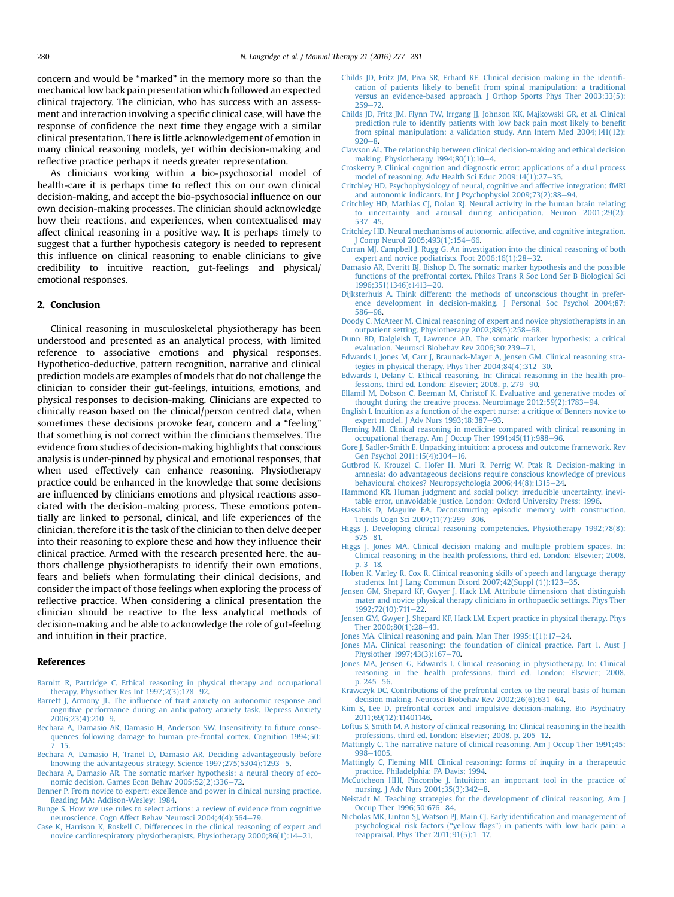concern and would be "marked" in the memory more so than the mechanical low back pain presentation which followed an expected clinical trajectory. The clinician, who has success with an assessment and interaction involving a specific clinical case, will have the response of confidence the next time they engage with a similar clinical presentation. There is little acknowledgement of emotion in many clinical reasoning models, yet within decision-making and reflective practice perhaps it needs greater representation.

As clinicians working within a bio-psychosocial model of health-care it is perhaps time to reflect this on our own clinical decision-making, and accept the bio-psychosocial influence on our own decision-making processes. The clinician should acknowledge how their reactions, and experiences, when contextualised may affect clinical reasoning in a positive way. It is perhaps timely to suggest that a further hypothesis category is needed to represent this influence on clinical reasoning to enable clinicians to give credibility to intuitive reaction, gut-feelings and physical/emotional responses.

## 2. Conclusion

Clinical reasoning in musculoskeletal physiotherapy has been understood and presented as an analytical process, with limited reference to associative emotions and physical responses. Hypothetico-deductive, pattern recognition, narrative and clinical prediction models are examples of models that do not challenge the clinician to consider their gut-feelings, intuitions, emotions, and physical responses to decision-making. Clinicians are expected to clinically reason based on the clinical/person centred data, when sometimes these decisions provoke fear, concern and a "feeling" that something is not correct within the clinicians themselves. The evidence from studies of decision-making highlights that conscious analysis is under-pinned by physical and emotional responses, that when used effectively can enhance reasoning. Physiotherapy practice could be enhanced in the knowledge that some decisions are influenced by clinicians emotions and physical reactions associated with the decision-making process. These emotions potentially are linked to personal, clinical, and life experiences of the clinician, therefore it is the task of the clinician to then delve deeper into their reasoning to explore these and how they influence their clinical practice. Armed with the research presented here, the authors challenge physiotherapists to identify their own emotions, fears and beliefs when formulating their clinical decisions, and consider the impact of those feelings when exploring the process of reflective practice. When considering a clinical presentation the clinician should be reactive to the less analytical methods of decision-making and be able to acknowledge the role of gut-feeling and intuition in their practice.

## References

Barnitt R, Partridge C. Ethical reasoning in physical therapy and occupational therapy. Physiother Res Int 1997;2(3):178–92.

Barrett J, Armony JL. The influence of trait anxiety on autonomic response and cognitive performance during an anticipatory anxiety task. Depress Anxiety 2006;23(4):210–9.

Bechara A, Damasio AR, Damasio H, Anderson SW. Insensitivity to future consequences following damage to human pre-frontal cortex. Cognition 1994;50:7–15.

Bechara A, Damasio H, Tranel D, Damasio AR. Deciding advantageously before knowing the advantageous strategy. Science 1997;275(5304):1293–5.

Bechara A, Damasio AR. The somatic marker hypothesis: a neural theory of economic decision. Games Econ Behav 2005;52(2):336–72.

Benner P. From novice to expert: excellence and power in clinical nursing practice. Reading MA: Addison-Wesley; 1984.

Bunge S. How we use rules to select actions: a review of evidence from cognitive neuroscience. Cogn Affect Behav Neurosci 2004;4(4):564–79.

Case K, Harrison K, Roskell C. Differences in the clinical reasoning of expert and novice cardiorespiratory physiotherapists. Physiotherapy 2000;86(1):14–21.

Childs JD, Fritz JM, Piva SR, Erhard RE. Clinical decision making in the identification of patients likely to benefit from spinal manipulation: a traditional versus an evidence-based approach. J Orthop Sports Phys Ther 2003;33(5):259–72.

Childs JD, Fritz JM, Flynn TW, Irrgang JJ, Johnson KK, Majkowski GR, et al. Clinical prediction rule to identify patients with low back pain most likely to benefit from spinal manipulation: a validation study. Ann Intern Med 2004;141(12):920–8.

Clawson AL. The relationship between clinical decision-making and ethical decision making. Physiotherapy 1994;80(1):10–4.

Croskerry P. Clinical cognition and diagnostic error: applications of a dual process model of reasoning. Adv Health Sci Educ 2009;14(1):27–35.

Critchley HD. Psychophysiology of neural, cognitive and affective integration: fMRI and autonomic indicants. Int J Psychophysiol 2009;73(2):88–94.

Critchley HD, Mathias CJ, Dolan RJ. Neural activity in the human brain relating to uncertainty and arousal during anticipation. Neuron 2001;29(2):537–45.

Critchley HD. Neural mechanisms of autonomic, affective, and cognitive integration. J Comp Neurol 2005;493(1):154–66.

Curran MJ, Campbell J, Rugg G. An investigation into the clinical reasoning of both expert and novice podiatrists. Foot 2006;16(1):28–32.

Damasio AR, Everitt BJ, Bishop D. The somatic marker hypothesis and the possible functions of the prefrontal cortex. Philos Trans R Soc Lond Ser B Biological Sci 1996;351(1346):1413–20.

Dijksterhuis A. Think different: the methods of unconscious thought in preference development in decision-making. J Personal Soc Psychol 2004;87:586–98.

Doody C, McAteer M. Clinical reasoning of expert and novice physiotherapists in an outpatient setting. Physiotherapy 2002;88(5):258–68.

Dunn BD, Dalgleish T, Lawrence AD. The somatic marker hypothesis: a critical evaluation. Neurosci Biobehav Rev 2006;30:239–71.

Edwards I, Jones M, Carr J, Braunack-Mayer A, Jensen GM. Clinical reasoning strategies in physical therapy. Phys Ther 2004;84(4):312–30.

Edwards I, Delany C. Ethical reasoning. In: Clinical reasoning in the health professions. third ed. London: Elsevier; 2008. p. 279–90.

Ellamil M, Dobson C, Beeman M, Christof K. Evaluative and generative modes of thought during the creative process. Neuroimage 2012;59(2):1783–94.

English I. Intuition as a function of the expert nurse: a critique of Benners novice to expert model. J Adv Nurs 1993;18:387–93.

Fleming MH. Clinical reasoning in medicine compared with clinical reasoning in occupational therapy. Am J Occup Ther 1991;45(11):988–96.

Gore J, Sadler-Smith E. Unpacking intuition: a process and outcome framework. Rev Gen Psychol 2011;15(4):304–16.

Gutbrod K, Krouzel C, Hofer H, Muri R, Perrig W, Ptak R. Decision-making in amnesia: do advantageous decisions require conscious knowledge of previous behavioural choices? Neuropsychologia 2006;44(8):1315–24.

Hammond KR. Human judgment and social policy: irreducible uncertainty, inevitable error, unavoidable justice. London: Oxford University Press; 1996.

Hassabis D, Maguire EA. Deconstructing episodic memory with construction. Trends Cogn Sci 2007;11(7):299–306.

Higgs J. Developing clinical reasoning competencies. Physiotherapy 1992;78(8):575–81.

Higgs J, Jones MA. Clinical decision making and multiple problem spaces. In: Clinical reasoning in the health professions. third ed. London: Elsevier; 2008. p. 3–18.

Hoben K, Varley R, Cox R. Clinical reasoning skills of speech and language therapy students. Int J Lang Commun Disord 2007;42(Suppl (1)):123–35.

Jensen GM, Shepard KF, Gwyer J, Hack LM. Attribute dimensions that distinguish mater and novice physical therapy clinicians in orthopaedic settings. Phys Ther 1992;72(10):711–22.

Jensen GM, Gwyer J, Shepard KF, Hack LM. Expert practice in physical therapy. Phys Ther 2000;80(1):28–43.

Jones MA. Clinical reasoning and pain. Man Ther 1995;1(1):17–24.

Jones MA. Clinical reasoning: the foundation of clinical practice. Part 1. Aust J Physiother 1997;43(3):167–70.

Jones MA, Jensen G, Edwards I. Clinical reasoning in physiotherapy. In: Clinical reasoning in the health professions. third ed. London: Elsevier; 2008. p. 245–56.

Krawczyk DC. Contributions of the prefrontal cortex to the neural basis of human decision making. Neurosci Biobehav Rev 2002;26(6):631–64.

Kim S, Lee D. prefrontal cortex and impulsive decision-making. Bio Psychiatry 2011;69(12):11401146.

Loftus S, Smith M. A history of clinical reasoning. In: Clinical reasoning in the health professions. third ed. London: Elsevier; 2008. p. 205–12.

Mattingly C. The narrative nature of clinical reasoning. Am J Occup Ther 1991;45:998–1005.

Mattingly C, Fleming MH. Clinical reasoning: forms of inquiry in a therapeutic practice. Philadelphia: FA Davis; 1994.

McCutcheon HHI, Pincombe J. Intuition: an important tool in the practice of nursing. J Adv Nurs 2001;35(3):342–8.

Neistadt M. Teaching strategies for the development of clinical reasoning. Am J Occup Ther 1996;50:676–84.

Nicholas MK, Linton SJ, Watson PJ, Main CJ. Early identification and management of psychological risk factors ("yellow flags") in patients with low back pain: a reappraisal. Phys Ther 2011;91(5):1–17.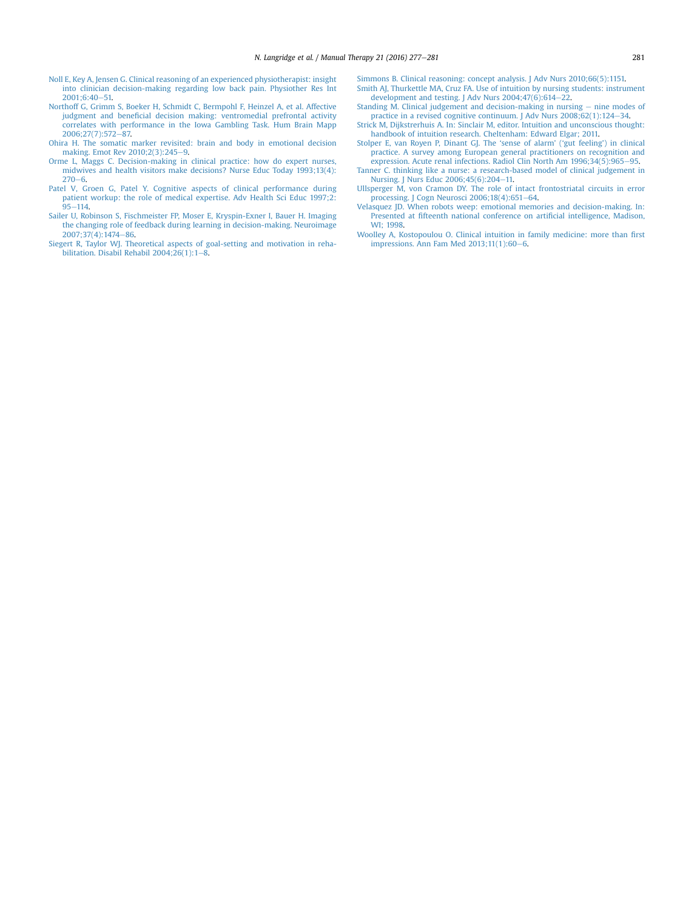Noll E, Key A, Jensen G. Clinical reasoning of an experienced physiotherapist: insight into clinician decision-making regarding low back pain. Physiother Res Int 2001;6:40–51.

Northoff G, Grimm S, Boeker H, Schmidt C, Bermpohl F, Heinzel A, et al. Affective judgment and beneficial decision making: ventromedial prefrontal activity correlates with performance in the Iowa Gambling Task. Hum Brain Mapp 2006;27(7):572–87.

Ohira H. The somatic marker revisited: brain and body in emotional decision making. Emot Rev 2010;2(3):245–9.

Orme L, Maggs C. Decision-making in clinical practice: how do expert nurses, midwives and health visitors make decisions? Nurse Educ Today 1993;13(4): 270–6.

Patel V, Groen G, Patel Y. Cognitive aspects of clinical performance during patient workup: the role of medical expertise. Adv Health Sci Educ 1997;2: 95–114.

Sailer U, Robinson S, Fischmeister FP, Moser E, Kryspin-Exner I, Bauer H. Imaging the changing role of feedback during learning in decision-making. Neuroimage 2007;37(4):1474–86.

Siegert R, Taylor WJ. Theoretical aspects of goal-setting and motivation in rehabilitation. Disabil Rehabil 2004;26(1):1–8.

Simmons B. Clinical reasoning: concept analysis. J Adv Nurs 2010;66(5):1151.

Smith AJ, Thurkettle MA, Cruz FA. Use of intuition by nursing students: instrument development and testing. J Adv Nurs 2004;47(6):614–22.

Standing M. Clinical judgement and decision-making in nursing – nine modes of practice in a revised cognitive continuum. J Adv Nurs 2008;62(1):124–34.

Strick M, Dijkstrerhuis A. In: Sinclair M, editor. Intuition and unconscious thought: handbook of intuition research. Cheltenham: Edward Elgar; 2011.

Stolper E, van Royen P, Dinant GJ. The 'sense of alarm' ('gut feeling') in clinical practice. A survey among European general practitioners on recognition and expression. Acute renal infections. Radiol Clin North Am 1996;34(5):965–95.

Tanner C. thinking like a nurse: a research-based model of clinical judgement in Nursing. J Nurs Educ 2006;45(6):204–11.

Ullsperger M, von Cramon DY. The role of intact frontostriatal circuits in error processing. J Cogn Neurosci 2006;18(4):651–64.

Velasquez JD. When robots weep: emotional memories and decision-making. In: Presented at fifteenth national conference on artificial intelligence, Madison, WI; 1998.

Woolley A, Kostopoulou O. Clinical intuition in family medicine: more than first impressions. Ann Fam Med 2013;11(1):60–6.